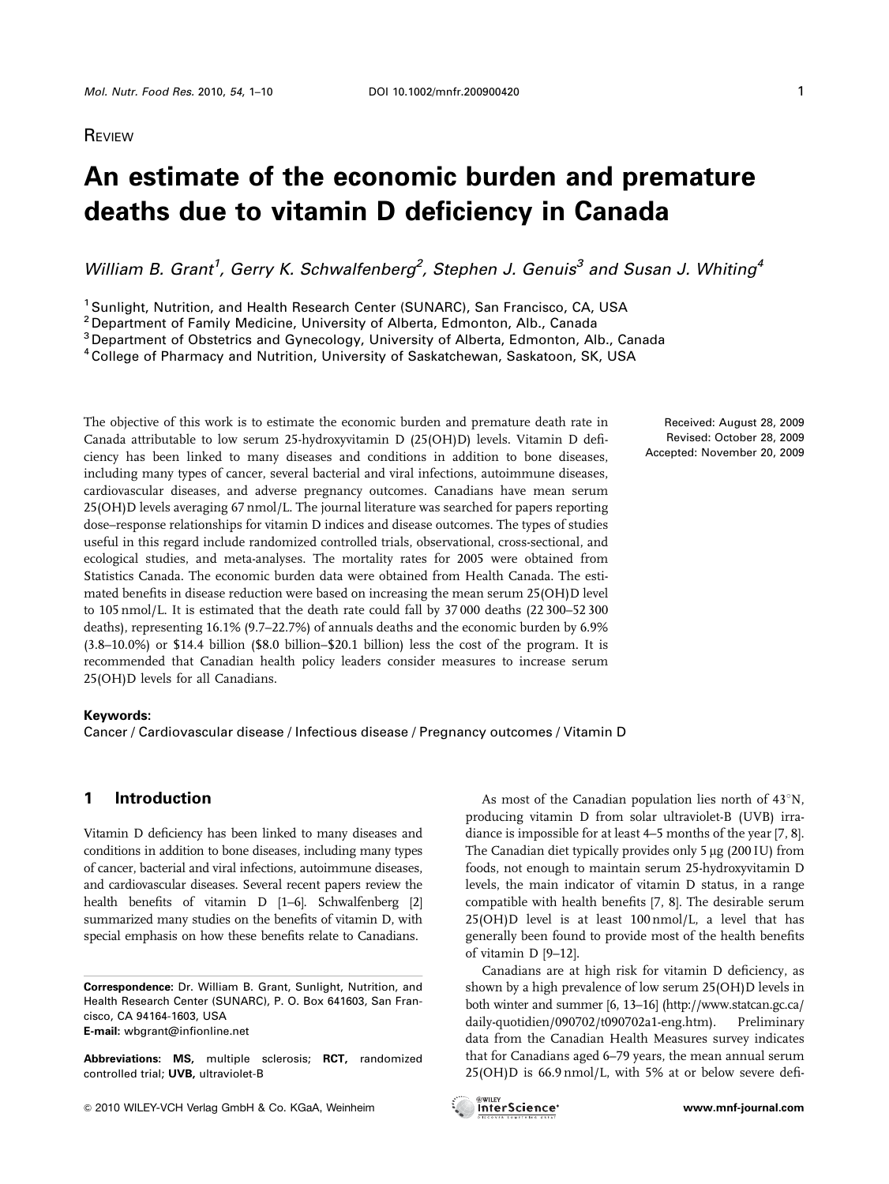REVIEW

# An estimate of the economic burden and premature deaths due to vitamin D deficiency in Canada

*William B. Grant[1], Gerry K. Schwalfenberg[2], Stephen J. Genuis[3] and Susan J. Whiting[4]*

[1] Sunlight, Nutrition, and Health Research Center (SUNARC), San Francisco, CA, USA
[2] Department of Family Medicine, University of Alberta, Edmonton, Alb., Canada
[3] Department of Obstetrics and Gynecology, University of Alberta, Edmonton, Alb., Canada
[4] College of Pharmacy and Nutrition, University of Saskatchewan, Saskatoon, SK, USA

The objective of this work is to estimate the economic burden and premature death rate in Canada attributable to low serum 25-hydroxyvitamin D (25(OH)D) levels. Vitamin D deficiency has been linked to many diseases and conditions in addition to bone diseases, including many types of cancer, several bacterial and viral infections, autoimmune diseases, cardiovascular diseases, and adverse pregnancy outcomes. Canadians have mean serum 25(OH)D levels averaging 67 nmol/L. The journal literature was searched for papers reporting dose–response relationships for vitamin D indices and disease outcomes. The types of studies useful in this regard include randomized controlled trials, observational, cross-sectional, and ecological studies, and meta-analyses. The mortality rates for 2005 were obtained from Statistics Canada. The economic burden data were obtained from Health Canada. The estimated benefits in disease reduction were based on increasing the mean serum 25(OH)D level to 105 nmol/L. It is estimated that the death rate could fall by 37 000 deaths (22 300–52 300 deaths), representing 16.1% (9.7–22.7%) of annuals deaths and the economic burden by 6.9% (3.8–10.0%) or $14.4 billion ($8.0 billion–$20.1 billion) less the cost of the program. It is recommended that Canadian health policy leaders consider measures to increase serum 25(OH)D levels for all Canadians.

Received: August 28, 2009
Revised: October 28, 2009
Accepted: November 20, 2009

**Keywords:**
Cancer / Cardiovascular disease / Infectious disease / Pregnancy outcomes / Vitamin D

## 1 Introduction

Vitamin D deficiency has been linked to many diseases and conditions in addition to bone diseases, including many types of cancer, bacterial and viral infections, autoimmune diseases, and cardiovascular diseases. Several recent papers review the health benefits of vitamin D [1–6]. Schwalfenberg [2] summarized many studies on the benefits of vitamin D, with special emphasis on how these benefits relate to Canadians.

**Correspondence:** Dr. William B. Grant, Sunlight, Nutrition, and Health Research Center (SUNARC), P. O. Box 641603, San Francisco, CA 94164-1603, USA
**E-mail:** wbgrant@infionline.net

**Abbreviations: MS,** multiple sclerosis; **RCT,** randomized controlled trial; **UVB,** ultraviolet-B

As most of the Canadian population lies north of 43°N, producing vitamin D from solar ultraviolet-B (UVB) irradiance is impossible for at least 4–5 months of the year [7, 8]. The Canadian diet typically provides only 5 μg (200 IU) from foods, not enough to maintain serum 25-hydroxyvitamin D levels, the main indicator of vitamin D status, in a range compatible with health benefits [7, 8]. The desirable serum 25(OH)D level is at least 100 nmol/L, a level that has generally been found to provide most of the health benefits of vitamin D [9–12].

Canadians are at high risk for vitamin D deficiency, as shown by a high prevalence of low serum 25(OH)D levels in both winter and summer [6, 13–16] (http://www.statcan.gc.ca/daily-quotidien/090702/t090702a1-eng.htm). Preliminary data from the Canadian Health Measures survey indicates that for Canadians aged 6–79 years, the mean annual serum 25(OH)D is 66.9 nmol/L, with 5% at or below severe defi-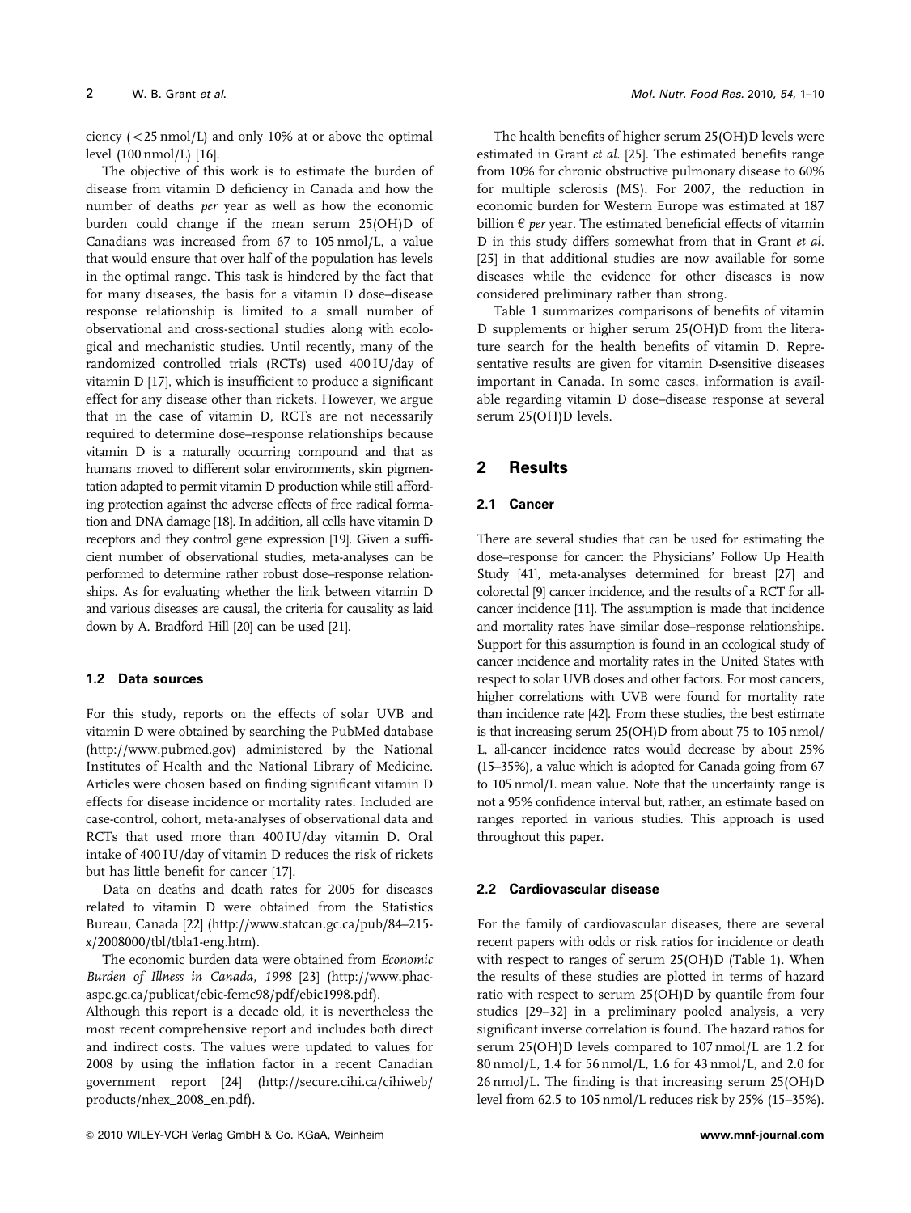ciency (<25 nmol/L) and only 10% at or above the optimal level (100 nmol/L) [16].

The objective of this work is to estimate the burden of disease from vitamin D deficiency in Canada and how the number of deaths *per* year as well as how the economic burden could change if the mean serum 25(OH)D of Canadians was increased from 67 to 105 nmol/L, a value that would ensure that over half of the population has levels in the optimal range. This task is hindered by the fact that for many diseases, the basis for a vitamin D dose–disease response relationship is limited to a small number of observational and cross-sectional studies along with ecological and mechanistic studies. Until recently, many of the randomized controlled trials (RCTs) used 400 IU/day of vitamin D [17], which is insufficient to produce a significant effect for any disease other than rickets. However, we argue that in the case of vitamin D, RCTs are not necessarily required to determine dose–response relationships because vitamin D is a naturally occurring compound and that as humans moved to different solar environments, skin pigmentation adapted to permit vitamin D production while still affording protection against the adverse effects of free radical formation and DNA damage [18]. In addition, all cells have vitamin D receptors and they control gene expression [19]. Given a sufficient number of observational studies, meta-analyses can be performed to determine rather robust dose–response relationships. As for evaluating whether the link between vitamin D and various diseases are causal, the criteria for causality as laid down by A. Bradford Hill [20] can be used [21].

### 1.2 Data sources

For this study, reports on the effects of solar UVB and vitamin D were obtained by searching the PubMed database (http://www.pubmed.gov) administered by the National Institutes of Health and the National Library of Medicine. Articles were chosen based on finding significant vitamin D effects for disease incidence or mortality rates. Included are case-control, cohort, meta-analyses of observational data and RCTs that used more than 400 IU/day vitamin D. Oral intake of 400 IU/day of vitamin D reduces the risk of rickets but has little benefit for cancer [17].

Data on deaths and death rates for 2005 for diseases related to vitamin D were obtained from the Statistics Bureau, Canada [22] (http://www.statcan.gc.ca/pub/84–215-x/2008000/tbl/tbla1-eng.htm).

The economic burden data were obtained from *Economic Burden of Illness in Canada, 1998* [23] (http://www.phac-aspc.gc.ca/publicat/ebic-femc98/pdf/ebic1998.pdf).
Although this report is a decade old, it is nevertheless the most recent comprehensive report and includes both direct and indirect costs. The values were updated to values for 2008 by using the inflation factor in a recent Canadian government report [24] (http://secure.cihi.ca/cihiweb/products/nhex_2008_en.pdf).

The health benefits of higher serum 25(OH)D levels were estimated in Grant *et al.* [25]. The estimated benefits range from 10% for chronic obstructive pulmonary disease to 60% for multiple sclerosis (MS). For 2007, the reduction in economic burden for Western Europe was estimated at 187 billion € *per* year. The estimated beneficial effects of vitamin D in this study differs somewhat from that in Grant *et al.* [25] in that additional studies are now available for some diseases while the evidence for other diseases is now considered preliminary rather than strong.

Table 1 summarizes comparisons of benefits of vitamin D supplements or higher serum 25(OH)D from the literature search for the health benefits of vitamin D. Representative results are given for vitamin D-sensitive diseases important in Canada. In some cases, information is available regarding vitamin D dose–disease response at several serum 25(OH)D levels.

## 2 Results

### 2.1 Cancer

There are several studies that can be used for estimating the dose–response for cancer: the Physicians' Follow Up Health Study [41], meta-analyses determined for breast [27] and colorectal [9] cancer incidence, and the results of a RCT for all-cancer incidence [11]. The assumption is made that incidence and mortality rates have similar dose–response relationships. Support for this assumption is found in an ecological study of cancer incidence and mortality rates in the United States with respect to solar UVB doses and other factors. For most cancers, higher correlations with UVB were found for mortality rate than incidence rate [42]. From these studies, the best estimate is that increasing serum 25(OH)D from about 75 to 105 nmol/L, all-cancer incidence rates would decrease by about 25% (15–35%), a value which is adopted for Canada going from 67 to 105 nmol/L mean value. Note that the uncertainty range is not a 95% confidence interval but, rather, an estimate based on ranges reported in various studies. This approach is used throughout this paper.

### 2.2 Cardiovascular disease

For the family of cardiovascular diseases, there are several recent papers with odds or risk ratios for incidence or death with respect to ranges of serum 25(OH)D (Table 1). When the results of these studies are plotted in terms of hazard ratio with respect to serum 25(OH)D by quantile from four studies [29–32] in a preliminary pooled analysis, a very significant inverse correlation is found. The hazard ratios for serum 25(OH)D levels compared to 107 nmol/L are 1.2 for 80 nmol/L, 1.4 for 56 nmol/L, 1.6 for 43 nmol/L, and 2.0 for 26 nmol/L. The finding is that increasing serum 25(OH)D level from 62.5 to 105 nmol/L reduces risk by 25% (15–35%).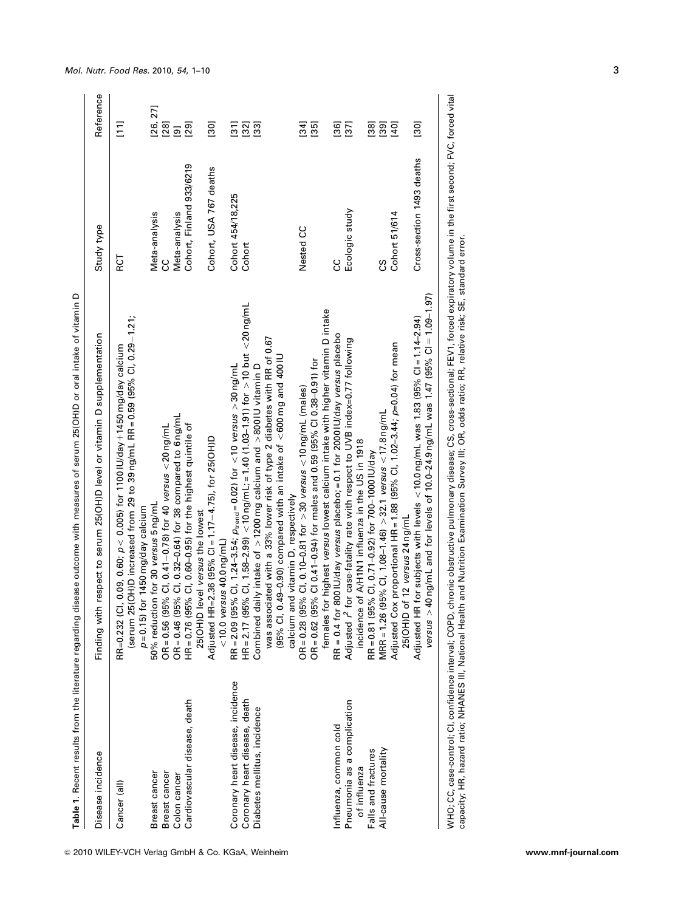**Table 1.** Recent results from the literature regarding disease outcome with measures of serum 25(OH)D or oral intake of vitamin D

| Disease incidence | Finding with respect to serum 25(OH)D level or vitamin D supplementation | Study type | Reference |
|---|---|---|---|
| Cancer (all) | RR=0.232 (CI, 0.09, 0.60; $p<0.005$) for 1100 IU/day+1450 mg/day calcium (serum 25(OH)D increased from 29 to 39 ng/mL RR=0.59 (95% CI, 0.29–1.21; $p=0.15$) for 1450 mg/day calcium | RCT | [11] |
| Breast cancer | 50% reduction for 30 *versus* 5 ng/mL | Meta-analysis | [26, 27] |
| Breast cancer | OR=0.56 (95% CI, 0.41–0.78) for 40 *versus* <20 ng/mL | CC | [28] |
| Colon cancer | OR=0.46 (95% CI, 0.32–0.64) for 38 compared to 6 ng/mL | Meta-analysis | [9] |
| Cardiovascular disease, death | HR=0.76 (95% CI, 0.60–0.95) for the highest quintile of 25(OH)D level *versus* the lowest | Cohort, Finland 933/6219 | [29] |
| | Adjusted HR=2.36 (95% CI=1.17–4.75), for 25(OH)D <10.0 *versus* 40.0 ng/mL) | Cohort, USA 767 deaths | [30] |
| Coronary heart disease, incidence | RR=2.09 (95% CI, 1.24–3.54; $p_{trend}=0.02$) for <10 *versus* >30 ng/mL | Cohort 454/18,225 | [31] |
| Coronary heart disease, death | HR=2.17 (95% CI, 1.58–2.99) <10 ng/mL;=1.40 (1.03–1.91) for >10 but <20 ng/mL | Cohort | [32] |
| Diabetes mellitus, incidence | Combined daily intake of >1200 mg calcium and >800 IU vitamin D was associated with a 33% lower risk of type 2 diabetes with RR of 0.67 (95% CI, 0.49–0.90) compared with an intake of <600 mg and 400 IU calcium and vitamin D, respectively | | [33] |
| | OR=0.28 (95% CI, 0.10–0.81 for >30 *versus* <10 ng/mL (males) OR=0.62 (95% CI 0.41–0.94) for males and 0.59 (95% CI 0.38–0.91) for females for highest *versus* lowest calcium intake with higher vitamin D intake | Nested CC | [34]<br>[35] |
| Influenza, common cold | RR=0.4 for 800 IU/day *versus* placebo;=0.1 for 2000 IU/day *versus* placebo | CC | [36] |
| Pneumonia as a complication of influenza | Adjusted $r^2$ for case-fatality rate with respect to UVB index=0.77 following incidence of A/H1N1 influenza in the US in 1918 | Ecologic study | [37] |
| Falls and fractures | RR=0.81 (95% CI, 0.71–0.92) for 700–1000 IU/day | | [38] |
| All-cause mortality | MRR=1.26 (95% CI, 1.08–1.46) >32.1 *versus* <17.8 ng/mL | CS | [39] |
| | Adjusted Cox proportional HR=1.88 (95% CI, 1.02–3.44; $p=0.04$) for mean 25(OH)D of 12 *versus* 24 ng/mL | Cohort 51/614 | [40] |
| | Adjusted HR for subjects with levels <10.0 ng/mL was 1.83 (95% CI=1.14–2.94) *versus* >40 ng/mL and for levels of 10.0–24.9 ng/mL was 1.47 (95% CI=1.09–1.97) | Cross-section 1493 deaths | [30] |

WHO; CC, case-control; CI, confidence interval; COPD, chronic obstructive pulmonary disease; CS, cross-sectional; FEV1, forced expiratory volume in the first second; FVC, forced vital capacity; HR, hazard ratio; NHANES III, National Health and Nutrition Examination Survey III; OR, odds ratio; RR, relative risk; SE, standard error.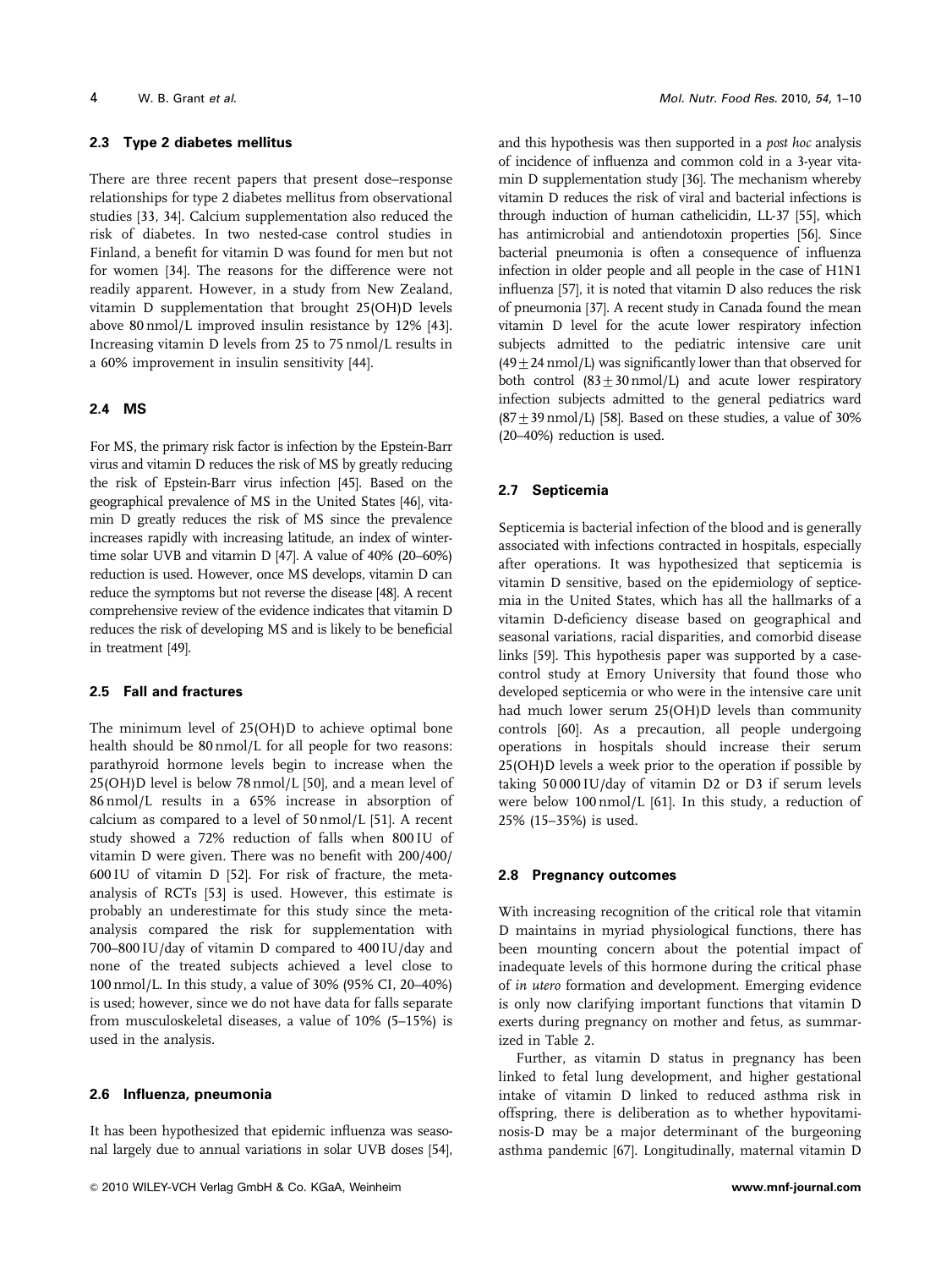### 2.3 Type 2 diabetes mellitus

There are three recent papers that present dose–response relationships for type 2 diabetes mellitus from observational studies [33, 34]. Calcium supplementation also reduced the risk of diabetes. In two nested-case control studies in Finland, a benefit for vitamin D was found for men but not for women [34]. The reasons for the difference were not readily apparent. However, in a study from New Zealand, vitamin D supplementation that brought 25(OH)D levels above 80 nmol/L improved insulin resistance by 12% [43]. Increasing vitamin D levels from 25 to 75 nmol/L results in a 60% improvement in insulin sensitivity [44].

### 2.4 MS

For MS, the primary risk factor is infection by the Epstein-Barr virus and vitamin D reduces the risk of MS by greatly reducing the risk of Epstein-Barr virus infection [45]. Based on the geographical prevalence of MS in the United States [46], vitamin D greatly reduces the risk of MS since the prevalence increases rapidly with increasing latitude, an index of wintertime solar UVB and vitamin D [47]. A value of 40% (20–60%) reduction is used. However, once MS develops, vitamin D can reduce the symptoms but not reverse the disease [48]. A recent comprehensive review of the evidence indicates that vitamin D reduces the risk of developing MS and is likely to be beneficial in treatment [49].

### 2.5 Fall and fractures

The minimum level of 25(OH)D to achieve optimal bone health should be 80 nmol/L for all people for two reasons: parathyroid hormone levels begin to increase when the 25(OH)D level is below 78 nmol/L [50], and a mean level of 86 nmol/L results in a 65% increase in absorption of calcium as compared to a level of 50 nmol/L [51]. A recent study showed a 72% reduction of falls when 800 IU of vitamin D were given. There was no benefit with 200/400/600 IU of vitamin D [52]. For risk of fracture, the meta-analysis of RCTs [53] is used. However, this estimate is probably an underestimate for this study since the meta-analysis compared the risk for supplementation with 700–800 IU/day of vitamin D compared to 400 IU/day and none of the treated subjects achieved a level close to 100 nmol/L. In this study, a value of 30% (95% CI, 20–40%) is used; however, since we do not have data for falls separate from musculoskeletal diseases, a value of 10% (5–15%) is used in the analysis.

### 2.6 Influenza, pneumonia

It has been hypothesized that epidemic influenza was seasonal largely due to annual variations in solar UVB doses [54], and this hypothesis was then supported in a *post hoc* analysis of incidence of influenza and common cold in a 3-year vitamin D supplementation study [36]. The mechanism whereby vitamin D reduces the risk of viral and bacterial infections is through induction of human cathelicidin, LL-37 [55], which has antimicrobial and antiendotoxin properties [56]. Since bacterial pneumonia is often a consequence of influenza infection in older people and all people in the case of H1N1 influenza [57], it is noted that vitamin D also reduces the risk of pneumonia [37]. A recent study in Canada found the mean vitamin D level for the acute lower respiratory infection subjects admitted to the pediatric intensive care unit ($49 \pm 24$ nmol/L) was significantly lower than that observed for both control ($83 \pm 30$ nmol/L) and acute lower respiratory infection subjects admitted to the general pediatrics ward ($87 \pm 39$ nmol/L) [58]. Based on these studies, a value of 30% (20–40%) reduction is used.

### 2.7 Septicemia

Septicemia is bacterial infection of the blood and is generally associated with infections contracted in hospitals, especially after operations. It was hypothesized that septicemia is vitamin D sensitive, based on the epidemiology of septicemia in the United States, which has all the hallmarks of a vitamin D-deficiency disease based on geographical and seasonal variations, racial disparities, and comorbid disease links [59]. This hypothesis paper was supported by a case-control study at Emory University that found those who developed septicemia or who were in the intensive care unit had much lower serum 25(OH)D levels than community controls [60]. As a precaution, all people undergoing operations in hospitals should increase their serum 25(OH)D levels a week prior to the operation if possible by taking 50 000 IU/day of vitamin D2 or D3 if serum levels were below 100 nmol/L [61]. In this study, a reduction of 25% (15–35%) is used.

### 2.8 Pregnancy outcomes

With increasing recognition of the critical role that vitamin D maintains in myriad physiological functions, there has been mounting concern about the potential impact of inadequate levels of this hormone during the critical phase of *in utero* formation and development. Emerging evidence is only now clarifying important functions that vitamin D exerts during pregnancy on mother and fetus, as summarized in Table 2.

Further, as vitamin D status in pregnancy has been linked to fetal lung development, and higher gestational intake of vitamin D linked to reduced asthma risk in offspring, there is deliberation as to whether hypovitaminosis-D may be a major determinant of the burgeoning asthma pandemic [67]. Longitudinally, maternal vitamin D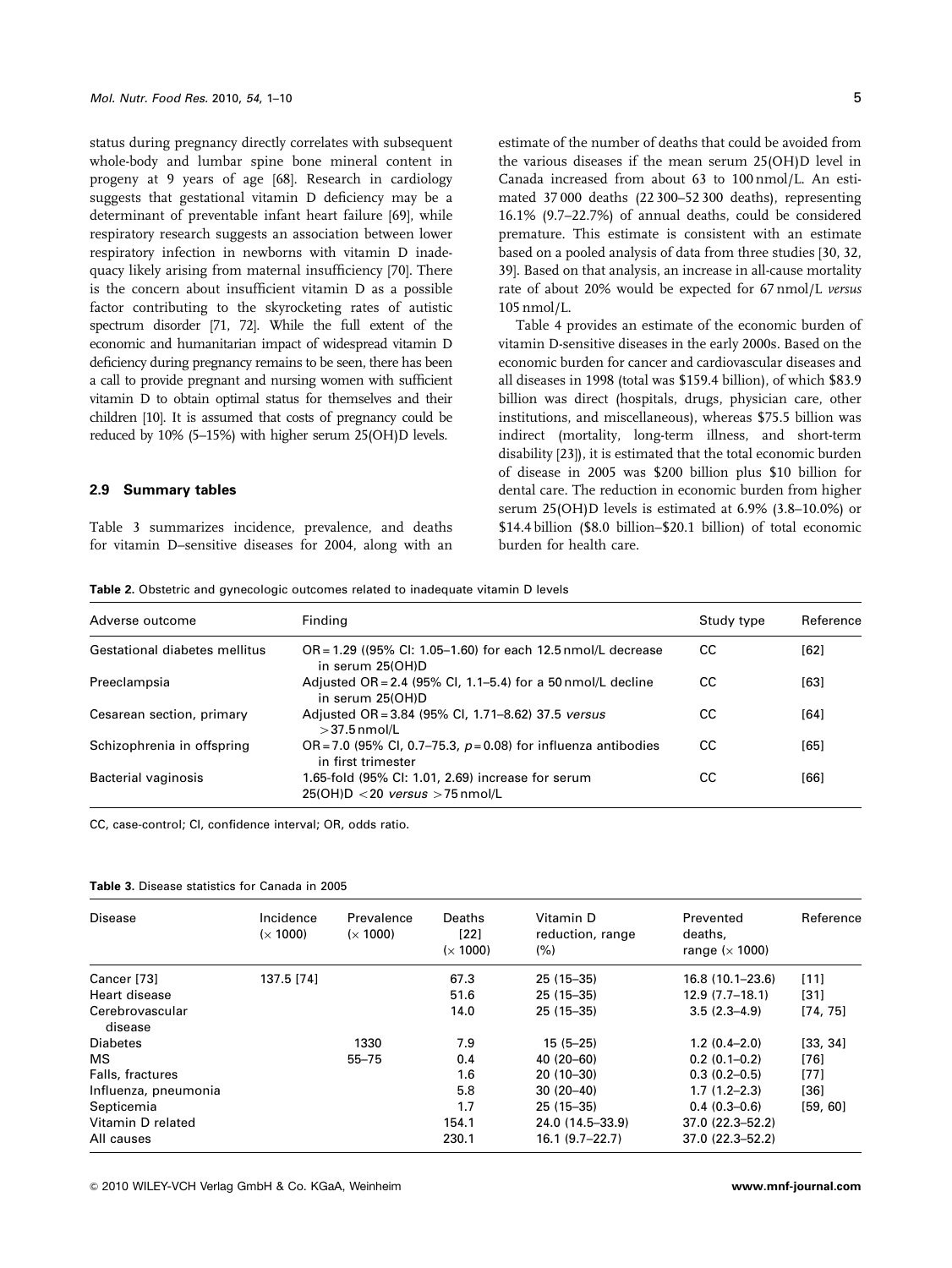status during pregnancy directly correlates with subsequent whole-body and lumbar spine bone mineral content in progeny at 9 years of age [68]. Research in cardiology suggests that gestational vitamin D deficiency may be a determinant of preventable infant heart failure [69], while respiratory research suggests an association between lower respiratory infection in newborns with vitamin D inadequacy likely arising from maternal insufficiency [70]. There is the concern about insufficient vitamin D as a possible factor contributing to the skyrocketing rates of autistic spectrum disorder [71, 72]. While the full extent of the economic and humanitarian impact of widespread vitamin D deficiency during pregnancy remains to be seen, there has been a call to provide pregnant and nursing women with sufficient vitamin D to obtain optimal status for themselves and their children [10]. It is assumed that costs of pregnancy could be reduced by 10% (5–15%) with higher serum 25(OH)D levels.

### 2.9 Summary tables

Table 3 summarizes incidence, prevalence, and deaths for vitamin D–sensitive diseases for 2004, along with an estimate of the number of deaths that could be avoided from the various diseases if the mean serum 25(OH)D level in Canada increased from about 63 to 100 nmol/L. An estimated 37 000 deaths (22 300–52 300 deaths), representing 16.1% (9.7–22.7%) of annual deaths, could be considered premature. This estimate is consistent with an estimate based on a pooled analysis of data from three studies [30, 32, 39]. Based on that analysis, an increase in all-cause mortality rate of about 20% would be expected for 67 nmol/L *versus* 105 nmol/L.

Table 4 provides an estimate of the economic burden of vitamin D-sensitive diseases in the early 2000s. Based on the economic burden for cancer and cardiovascular diseases and all diseases in 1998 (total was \$159.4 billion), of which \$83.9 billion was direct (hospitals, drugs, physician care, other institutions, and miscellaneous), whereas \$75.5 billion was indirect (mortality, long-term illness, and short-term disability [23]), it is estimated that the total economic burden of disease in 2005 was \$200 billion plus \$10 billion for dental care. The reduction in economic burden from higher serum 25(OH)D levels is estimated at 6.9% (3.8–10.0%) or \$14.4 billion (\$8.0 billion–\$20.1 billion) of total economic burden for health care.

**Table 2.** Obstetric and gynecologic outcomes related to inadequate vitamin D levels

| Adverse outcome | Finding | Study type | Reference |
|---|---|---|---|
| Gestational diabetes mellitus | OR = 1.29 ((95% CI: 1.05–1.60) for each 12.5 nmol/L decrease in serum 25(OH)D | CC | [62] |
| Preeclampsia | Adjusted OR = 2.4 (95% CI, 1.1–5.4) for a 50 nmol/L decline in serum 25(OH)D | CC | [63] |
| Cesarean section, primary | Adjusted OR = 3.84 (95% CI, 1.71–8.62) 37.5 *versus* >37.5 nmol/L | CC | [64] |
| Schizophrenia in offspring | OR = 7.0 (95% CI, 0.7–75.3, $p = 0.08$) for influenza antibodies in first trimester | CC | [65] |
| Bacterial vaginosis | 1.65-fold (95% CI: 1.01, 2.69) increase for serum 25(OH)D <20 *versus* >75 nmol/L | CC | [66] |

CC, case-control; CI, confidence interval; OR, odds ratio.

**Table 3.** Disease statistics for Canada in 2005

| Disease | Incidence (× 1000) | Prevalence (× 1000) | Deaths [22] (× 1000) | Vitamin D reduction, range (%) | Prevented deaths, range (× 1000) | Reference |
|---|---|---|---|---|---|---|
| Cancer [73] | 137.5 [74] | | 67.3 | 25 (15–35) | 16.8 (10.1–23.6) | [11] |
| Heart disease | | | 51.6 | 25 (15–35) | 12.9 (7.7–18.1) | [31] |
| Cerebrovascular disease | | | 14.0 | 25 (15–35) | 3.5 (2.3–4.9) | [74, 75] |
| Diabetes | | 1330 | 7.9 | 15 (5–25) | 1.2 (0.4–2.0) | [33, 34] |
| MS | | 55–75 | 0.4 | 40 (20–60) | 0.2 (0.1–0.2) | [76] |
| Falls, fractures | | | 1.6 | 20 (10–30) | 0.3 (0.2–0.5) | [77] |
| Influenza, pneumonia | | | 5.8 | 30 (20–40) | 1.7 (1.2–2.3) | [36] |
| Septicemia | | | 1.7 | 25 (15–35) | 0.4 (0.3–0.6) | [59, 60] |
| Vitamin D related | | | 154.1 | 24.0 (14.5–33.9) | 37.0 (22.3–52.2) | |
| All causes | | | 230.1 | 16.1 (9.7–22.7) | 37.0 (22.3–52.2) | |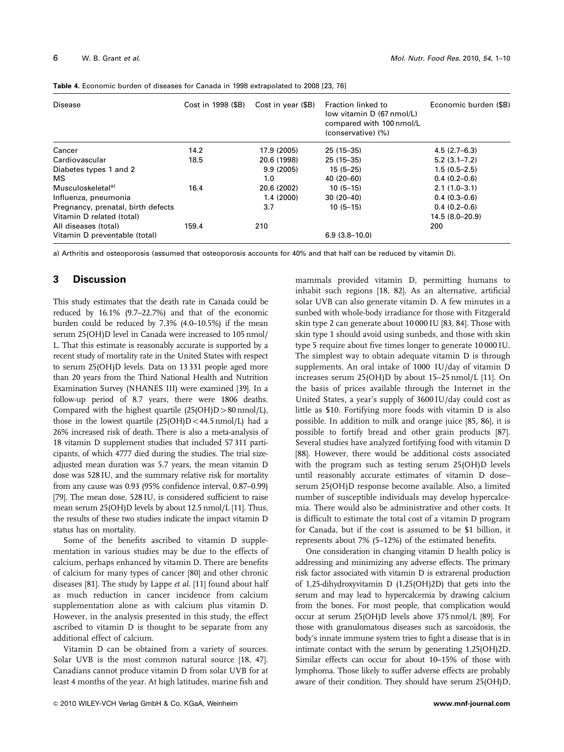**Table 4.** Economic burden of diseases for Canada in 1998 extrapolated to 2008 [23, 76]

| Disease | Cost in 1998 ($B) | Cost in year ($B) | Fraction linked to low vitamin D (67 nmol/L) compared with 100 nmol/L (conservative) (%) | Economic burden ($B) |
|---|---|---|---|---|
| Cancer | 14.2 | 17.9 (2005) | 25 (15–35) | 4.5 (2.7–6.3) |
| Cardiovascular | 18.5 | 20.6 (1998) | 25 (15–35) | 5.2 (3.1–7.2) |
| Diabetes types 1 and 2 | | 9.9 (2005) | 15 (5–25) | 1.5 (0.5–2.5) |
| MS | | 1.0 | 40 (20–60) | 0.4 (0.2–0.6) |
| Musculoskeletal[a)] | 16.4 | 20.6 (2002) | 10 (5–15) | 2.1 (1.0–3.1) |
| Influenza, pneumonia | | 1.4 (2000) | 30 (20–40) | 0.4 (0.3–0.6) |
| Pregnancy, prenatal, birth defects | | 3.7 | 10 (5–15) | 0.4 (0.2–0.6) |
| Vitamin D related (total) | | | | 14.5 (8.0–20.9) |
| All diseases (total) | 159.4 | 210 | | 200 |
| Vitamin D preventable (total) | | | 6.9 (3.8–10.0) | |

a) Arthritis and osteoporosis (assumed that osteoporosis accounts for 40% and that half can be reduced by vitamin D).

## 3 Discussion

This study estimates that the death rate in Canada could be reduced by 16.1% (9.7–22.7%) and that of the economic burden could be reduced by 7.3% (4.0–10.5%) if the mean serum 25(OH)D level in Canada were increased to 105 nmol/L. That this estimate is reasonably accurate is supported by a recent study of mortality rate in the United States with respect to serum 25(OH)D levels. Data on 13 331 people aged more than 20 years from the Third National Health and Nutrition Examination Survey (NHANES III) were examined [39]. In a follow-up period of 8.7 years, there were 1806 deaths. Compared with the highest quartile (25(OH)D > 80 nmol/L), those in the lowest quartile (25(OH)D < 44.5 nmol/L) had a 26% increased risk of death. There is also a meta-analysis of 18 vitamin D supplement studies that included 57 311 participants, of which 4777 died during the studies. The trial size-adjusted mean duration was 5.7 years, the mean vitamin D dose was 528 IU, and the summary relative risk for mortality from any cause was 0.93 (95% confidence interval, 0.87–0.99) [79]. The mean dose, 528 IU, is considered sufficient to raise mean serum 25(OH)D levels by about 12.5 nmol/L [11]. Thus, the results of these two studies indicate the impact vitamin D status has on mortality.

Some of the benefits ascribed to vitamin D supplementation in various studies may be due to the effects of calcium, perhaps enhanced by vitamin D. There are benefits of calcium for many types of cancer [80] and other chronic diseases [81]. The study by Lappe *et al.* [11] found about half as much reduction in cancer incidence from calcium supplementation alone as with calcium plus vitamin D. However, in the analysis presented in this study, the effect ascribed to vitamin D is thought to be separate from any additional effect of calcium.

Vitamin D can be obtained from a variety of sources. Solar UVB is the most common natural source [18, 47]. Canadians cannot produce vitamin D from solar UVB for at least 4 months of the year. At high latitudes, marine fish and mammals provided vitamin D, permitting humans to inhabit such regions [18, 82]. As an alternative, artificial solar UVB can also generate vitamin D. A few minutes in a sunbed with whole-body irradiance for those with Fitzgerald skin type 2 can generate about 10 000 IU [83, 84]. Those with skin type 1 should avoid using sunbeds, and those with skin type 5 require about five times longer to generate 10 000 IU. The simplest way to obtain adequate vitamin D is through supplements. An oral intake of 1000 IU/day of vitamin D increases serum 25(OH)D by about 15–25 nmol/L [11]. On the basis of prices available through the Internet in the United States, a year's supply of 3600 IU/day could cost as little as $10. Fortifying more foods with vitamin D is also possible. In addition to milk and orange juice [85, 86], it is possible to fortify bread and other grain products [87]. Several studies have analyzed fortifying food with vitamin D [88]. However, there would be additional costs associated with the program such as testing serum 25(OH)D levels until reasonably accurate estimates of vitamin D dose–serum 25(OH)D response become available. Also, a limited number of susceptible individuals may develop hypercalcemia. There would also be administrative and other costs. It is difficult to estimate the total cost of a vitamin D program for Canada, but if the cost is assumed to be $1 billion, it represents about 7% (5–12%) of the estimated benefits.

One consideration in changing vitamin D health policy is addressing and minimizing any adverse effects. The primary risk factor associated with vitamin D is extrarenal production of 1,25-dihydroxyvitamin D (1,25(OH)2D) that gets into the serum and may lead to hypercalcemia by drawing calcium from the bones. For most people, that complication would occur at serum 25(OH)D levels above 375 nmol/L [89]. For those with granulomatous diseases such as sarcoidosis, the body's innate immune system tries to fight a disease that is in intimate contact with the serum by generating 1,25(OH)2D. Similar effects can occur for about 10–15% of those with lymphoma. Those likely to suffer adverse effects are probably aware of their condition. They should have serum 25(OH)D,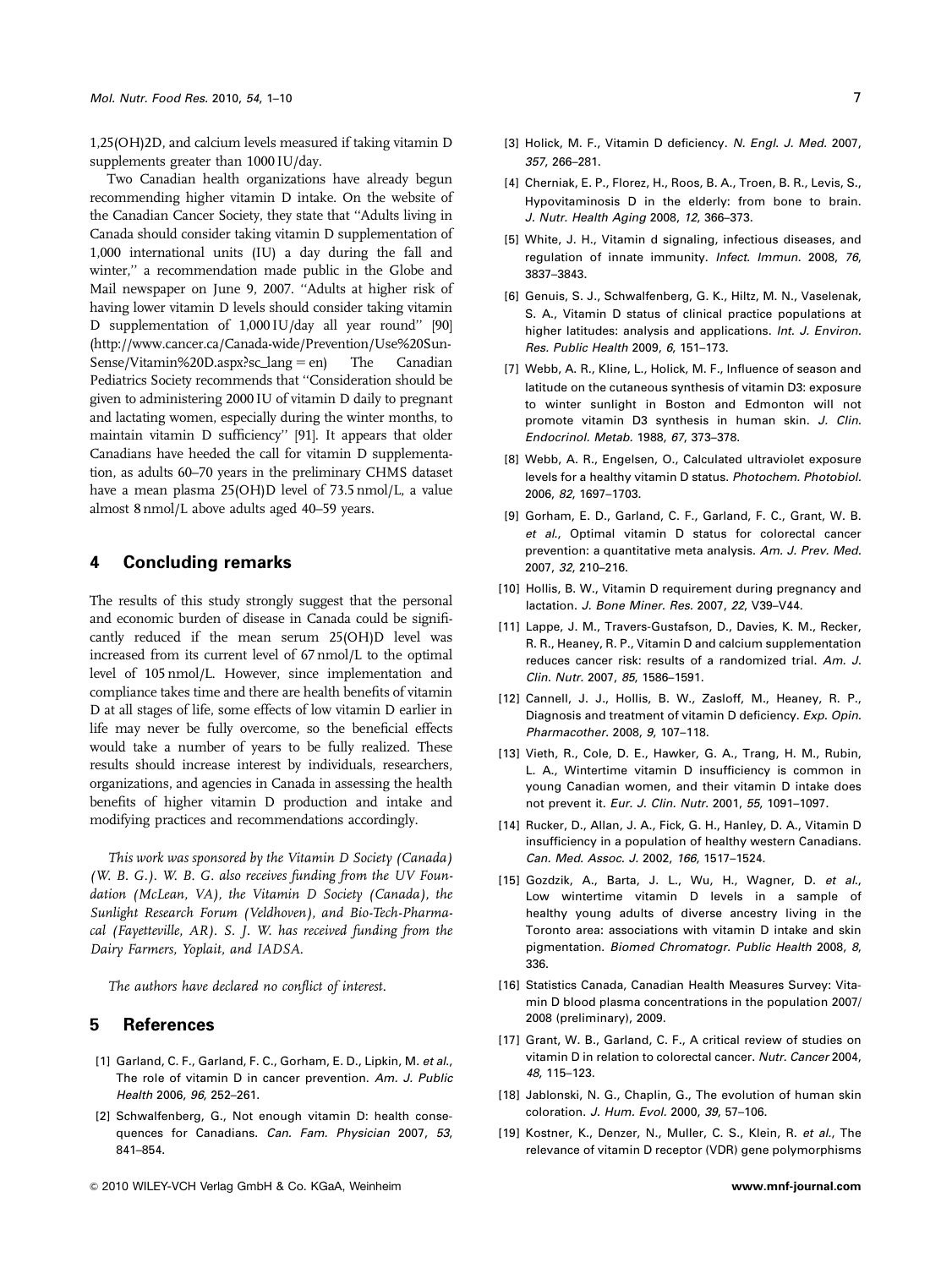1,25(OH)2D, and calcium levels measured if taking vitamin D supplements greater than 1000 IU/day.

Two Canadian health organizations have already begun recommending higher vitamin D intake. On the website of the Canadian Cancer Society, they state that "Adults living in Canada should consider taking vitamin D supplementation of 1,000 international units (IU) a day during the fall and winter," a recommendation made public in the Globe and Mail newspaper on June 9, 2007. "Adults at higher risk of having lower vitamin D levels should consider taking vitamin D supplementation of 1,000 IU/day all year round" [90] (http://www.cancer.ca/Canada-wide/Prevention/Use%20Sun-Sense/Vitamin%20D.aspx?sc_lang = en) The Canadian Pediatrics Society recommends that "Consideration should be given to administering 2000 IU of vitamin D daily to pregnant and lactating women, especially during the winter months, to maintain vitamin D sufficiency" [91]. It appears that older Canadians have heeded the call for vitamin D supplementation, as adults 60–70 years in the preliminary CHMS dataset have a mean plasma 25(OH)D level of 73.5 nmol/L, a value almost 8 nmol/L above adults aged 40–59 years.

## 4 Concluding remarks

The results of this study strongly suggest that the personal and economic burden of disease in Canada could be significantly reduced if the mean serum 25(OH)D level was increased from its current level of 67 nmol/L to the optimal level of 105 nmol/L. However, since implementation and compliance takes time and there are health benefits of vitamin D at all stages of life, some effects of low vitamin D earlier in life may never be fully overcome, so the beneficial effects would take a number of years to be fully realized. These results should increase interest by individuals, researchers, organizations, and agencies in Canada in assessing the health benefits of higher vitamin D production and intake and modifying practices and recommendations accordingly.

*This work was sponsored by the Vitamin D Society (Canada) (W. B. G.). W. B. G. also receives funding from the UV Foundation (McLean, VA), the Vitamin D Society (Canada), the Sunlight Research Forum (Veldhoven), and Bio-Tech-Pharmacal (Fayetteville, AR). S. J. W. has received funding from the Dairy Farmers, Yoplait, and IADSA.*

*The authors have declared no conflict of interest.*

## 5 References

[1] Garland, C. F., Garland, F. C., Gorham, E. D., Lipkin, M. *et al.*, The role of vitamin D in cancer prevention. *Am. J. Public Health* 2006, *96*, 252–261.

[2] Schwalfenberg, G., Not enough vitamin D: health consequences for Canadians. *Can. Fam. Physician* 2007, *53*, 841–854.

[3] Holick, M. F., Vitamin D deficiency. *N. Engl. J. Med.* 2007, *357*, 266–281.

[4] Cherniak, E. P., Florez, H., Roos, B. A., Troen, B. R., Levis, S., Hypovitaminosis D in the elderly: from bone to brain. *J. Nutr. Health Aging* 2008, *12*, 366–373.

[5] White, J. H., Vitamin d signaling, infectious diseases, and regulation of innate immunity. *Infect. Immun.* 2008, *76*, 3837–3843.

[6] Genuis, S. J., Schwalfenberg, G. K., Hiltz, M. N., Vaselenak, S. A., Vitamin D status of clinical practice populations at higher latitudes: analysis and applications. *Int. J. Environ. Res. Public Health* 2009, *6*, 151–173.

[7] Webb, A. R., Kline, L., Holick, M. F., Influence of season and latitude on the cutaneous synthesis of vitamin D3: exposure to winter sunlight in Boston and Edmonton will not promote vitamin D3 synthesis in human skin. *J. Clin. Endocrinol. Metab.* 1988, *67*, 373–378.

[8] Webb, A. R., Engelsen, O., Calculated ultraviolet exposure levels for a healthy vitamin D status. *Photochem. Photobiol.* 2006, *82*, 1697–1703.

[9] Gorham, E. D., Garland, C. F., Garland, F. C., Grant, W. B. *et al.*, Optimal vitamin D status for colorectal cancer prevention: a quantitative meta analysis. *Am. J. Prev. Med.* 2007, *32*, 210–216.

[10] Hollis, B. W., Vitamin D requirement during pregnancy and lactation. *J. Bone Miner. Res.* 2007, *22*, V39–V44.

[11] Lappe, J. M., Travers-Gustafson, D., Davies, K. M., Recker, R. R., Heaney, R. P., Vitamin D and calcium supplementation reduces cancer risk: results of a randomized trial. *Am. J. Clin. Nutr.* 2007, *85*, 1586–1591.

[12] Cannell, J. J., Hollis, B. W., Zasloff, M., Heaney, R. P., Diagnosis and treatment of vitamin D deficiency. *Exp. Opin. Pharmacother.* 2008, *9*, 107–118.

[13] Vieth, R., Cole, D. E., Hawker, G. A., Trang, H. M., Rubin, L. A., Wintertime vitamin D insufficiency is common in young Canadian women, and their vitamin D intake does not prevent it. *Eur. J. Clin. Nutr.* 2001, *55*, 1091–1097.

[14] Rucker, D., Allan, J. A., Fick, G. H., Hanley, D. A., Vitamin D insufficiency in a population of healthy western Canadians. *Can. Med. Assoc. J.* 2002, *166*, 1517–1524.

[15] Gozdzik, A., Barta, J. L., Wu, H., Wagner, D. *et al.*, Low wintertime vitamin D levels in a sample of healthy young adults of diverse ancestry living in the Toronto area: associations with vitamin D intake and skin pigmentation. *Biomed Chromatogr. Public Health* 2008, *8*, 336.

[16] Statistics Canada, Canadian Health Measures Survey: Vitamin D blood plasma concentrations in the population 2007/2008 (preliminary), 2009.

[17] Grant, W. B., Garland, C. F., A critical review of studies on vitamin D in relation to colorectal cancer. *Nutr. Cancer* 2004, *48*, 115–123.

[18] Jablonski, N. G., Chaplin, G., The evolution of human skin coloration. *J. Hum. Evol.* 2000, *39*, 57–106.

[19] Kostner, K., Denzer, N., Muller, C. S., Klein, R. *et al.*, The relevance of vitamin D receptor (VDR) gene polymorphisms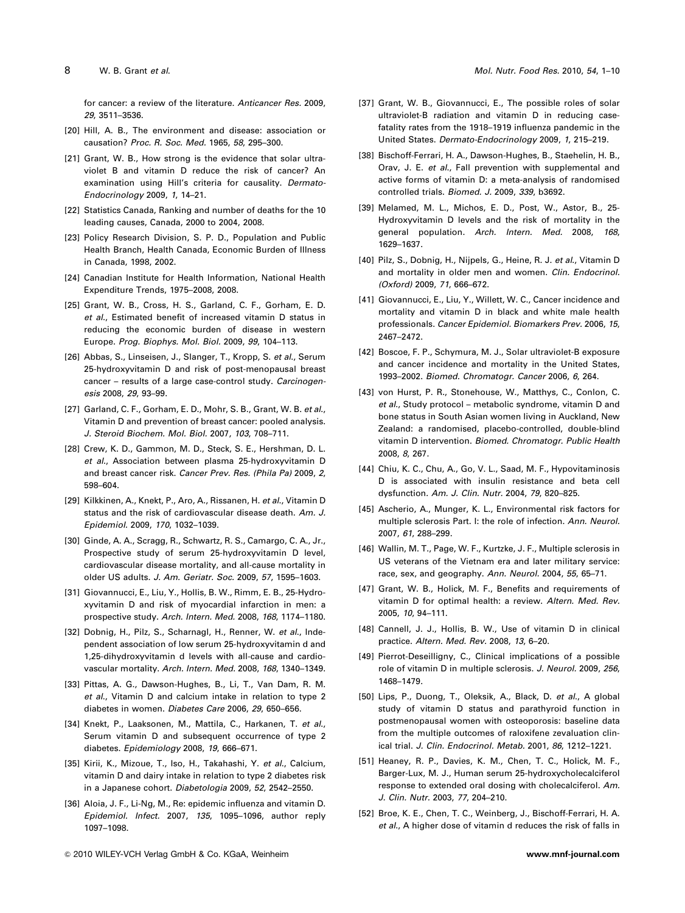for cancer: a review of the literature. *Anticancer Res.* 2009, *29*, 3511–3536.

[20] Hill, A. B., The environment and disease: association or causation? *Proc. R. Soc. Med.* 1965, *58*, 295–300.

[21] Grant, W. B., How strong is the evidence that solar ultraviolet B and vitamin D reduce the risk of cancer? An examination using Hill's criteria for causality. *Dermato-Endocrinology* 2009, *1*, 14–21.

[22] Statistics Canada, Ranking and number of deaths for the 10 leading causes, Canada, 2000 to 2004, 2008.

[23] Policy Research Division, S. P. D., Population and Public Health Branch, Health Canada, Economic Burden of Illness in Canada, 1998, 2002.

[24] Canadian Institute for Health Information, National Health Expenditure Trends, 1975–2008, 2008.

[25] Grant, W. B., Cross, H. S., Garland, C. F., Gorham, E. D. *et al.*, Estimated benefit of increased vitamin D status in reducing the economic burden of disease in western Europe. *Prog. Biophys. Mol. Biol.* 2009, *99*, 104–113.

[26] Abbas, S., Linseisen, J., Slanger, T., Kropp, S. *et al.*, Serum 25-hydroxyvitamin D and risk of post-menopausal breast cancer – results of a large case-control study. *Carcinogenesis* 2008, *29*, 93–99.

[27] Garland, C. F., Gorham, E. D., Mohr, S. B., Grant, W. B. *et al.*, Vitamin D and prevention of breast cancer: pooled analysis. *J. Steroid Biochem. Mol. Biol.* 2007, *103*, 708–711.

[28] Crew, K. D., Gammon, M. D., Steck, S. E., Hershman, D. L. *et al.*, Association between plasma 25-hydroxyvitamin D and breast cancer risk. *Cancer Prev. Res. (Phila Pa)* 2009, *2*, 598–604.

[29] Kilkkinen, A., Knekt, P., Aro, A., Rissanen, H. *et al.*, Vitamin D status and the risk of cardiovascular disease death. *Am. J. Epidemiol.* 2009, *170*, 1032–1039.

[30] Ginde, A. A., Scragg, R., Schwartz, R. S., Camargo, C. A., Jr., Prospective study of serum 25-hydroxyvitamin D level, cardiovascular disease mortality, and all-cause mortality in older US adults. *J. Am. Geriatr. Soc.* 2009, *57*, 1595–1603.

[31] Giovannucci, E., Liu, Y., Hollis, B. W., Rimm, E. B., 25-Hydroxyvitamin D and risk of myocardial infarction in men: a prospective study. *Arch. Intern. Med.* 2008, *168*, 1174–1180.

[32] Dobnig, H., Pilz, S., Scharnagl, H., Renner, W. *et al.*, Independent association of low serum 25-hydroxyvitamin d and 1,25-dihydroxyvitamin d levels with all-cause and cardiovascular mortality. *Arch. Intern. Med.* 2008, *168*, 1340–1349.

[33] Pittas, A. G., Dawson-Hughes, B., Li, T., Van Dam, R. M. *et al.*, Vitamin D and calcium intake in relation to type 2 diabetes in women. *Diabetes Care* 2006, *29*, 650–656.

[34] Knekt, P., Laaksonen, M., Mattila, C., Harkanen, T. *et al.*, Serum vitamin D and subsequent occurrence of type 2 diabetes. *Epidemiology* 2008, *19*, 666–671.

[35] Kirii, K., Mizoue, T., Iso, H., Takahashi, Y. *et al.*, Calcium, vitamin D and dairy intake in relation to type 2 diabetes risk in a Japanese cohort. *Diabetologia* 2009, *52*, 2542–2550.

[36] Aloia, J. F., Li-Ng, M., Re: epidemic influenza and vitamin D. *Epidemiol. Infect.* 2007, *135*, 1095–1096, author reply 1097–1098.

[37] Grant, W. B., Giovannucci, E., The possible roles of solar ultraviolet-B radiation and vitamin D in reducing case-fatality rates from the 1918–1919 influenza pandemic in the United States. *Dermato-Endocrinology* 2009, *1*, 215–219.

[38] Bischoff-Ferrari, H. A., Dawson-Hughes, B., Staehelin, H. B., Orav, J. E. *et al.*, Fall prevention with supplemental and active forms of vitamin D: a meta-analysis of randomised controlled trials. *Biomed. J.* 2009, *339*, b3692.

[39] Melamed, M. L., Michos, E. D., Post, W., Astor, B., 25-Hydroxyvitamin D levels and the risk of mortality in the general population. *Arch. Intern. Med.* 2008, *168*, 1629–1637.

[40] Pilz, S., Dobnig, H., Nijpels, G., Heine, R. J. *et al.*, Vitamin D and mortality in older men and women. *Clin. Endocrinol. (Oxford)* 2009, *71*, 666–672.

[41] Giovannucci, E., Liu, Y., Willett, W. C., Cancer incidence and mortality and vitamin D in black and white male health professionals. *Cancer Epidemiol. Biomarkers Prev.* 2006, *15*, 2467–2472.

[42] Boscoe, F. P., Schymura, M. J., Solar ultraviolet-B exposure and cancer incidence and mortality in the United States, 1993–2002. *Biomed. Chromatogr. Cancer* 2006, *6*, 264.

[43] von Hurst, P. R., Stonehouse, W., Matthys, C., Conlon, C. *et al.*, Study protocol – metabolic syndrome, vitamin D and bone status in South Asian women living in Auckland, New Zealand: a randomised, placebo-controlled, double-blind vitamin D intervention. *Biomed. Chromatogr. Public Health* 2008, *8*, 267.

[44] Chiu, K. C., Chu, A., Go, V. L., Saad, M. F., Hypovitaminosis D is associated with insulin resistance and beta cell dysfunction. *Am. J. Clin. Nutr.* 2004, *79*, 820–825.

[45] Ascherio, A., Munger, K. L., Environmental risk factors for multiple sclerosis Part. I: the role of infection. *Ann. Neurol.* 2007, *61*, 288–299.

[46] Wallin, M. T., Page, W. F., Kurtzke, J. F., Multiple sclerosis in US veterans of the Vietnam era and later military service: race, sex, and geography. *Ann. Neurol.* 2004, *55*, 65–71.

[47] Grant, W. B., Holick, M. F., Benefits and requirements of vitamin D for optimal health: a review. *Altern. Med. Rev.* 2005, *10*, 94–111.

[48] Cannell, J. J., Hollis, B. W., Use of vitamin D in clinical practice. *Altern. Med. Rev.* 2008, *13*, 6–20.

[49] Pierrot-Deseilligny, C., Clinical implications of a possible role of vitamin D in multiple sclerosis. *J. Neurol.* 2009, *256*, 1468–1479.

[50] Lips, P., Duong, T., Oleksik, A., Black, D. *et al.*, A global study of vitamin D status and parathyroid function in postmenopausal women with osteoporosis: baseline data from the multiple outcomes of raloxifene zevaluation clinical trial. *J. Clin. Endocrinol. Metab.* 2001, *86*, 1212–1221.

[51] Heaney, R. P., Davies, K. M., Chen, T. C., Holick, M. F., Barger-Lux, M. J., Human serum 25-hydroxycholecalciferol response to extended oral dosing with cholecalciferol. *Am. J. Clin. Nutr.* 2003, *77*, 204–210.

[52] Broe, K. E., Chen, T. C., Weinberg, J., Bischoff-Ferrari, H. A. *et al.*, A higher dose of vitamin d reduces the risk of falls in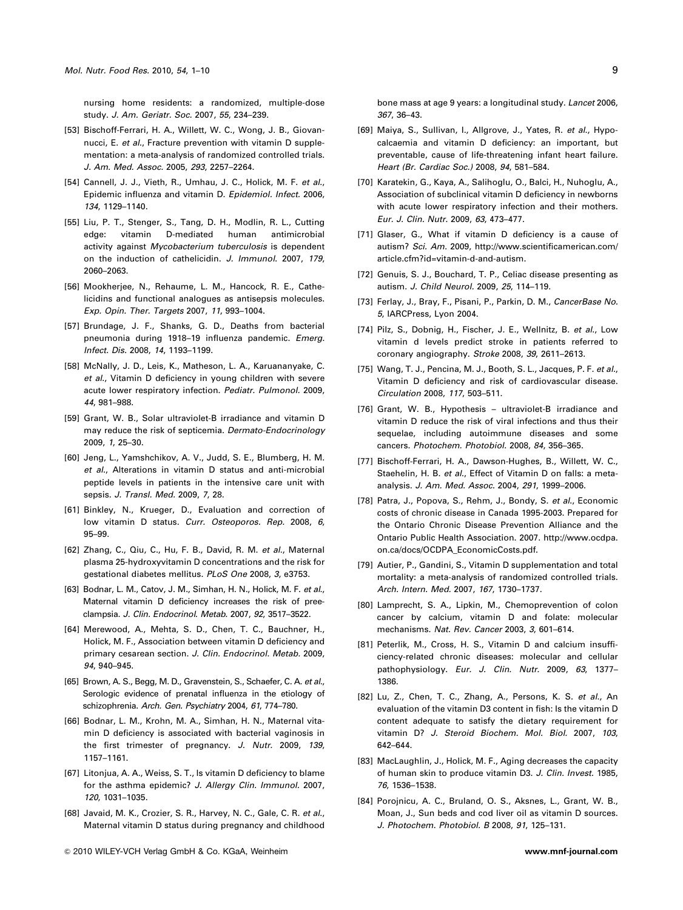nursing home residents: a randomized, multiple-dose study. *J. Am. Geriatr. Soc.* 2007, *55*, 234–239.

[53] Bischoff-Ferrari, H. A., Willett, W. C., Wong, J. B., Giovannucci, E. *et al.*, Fracture prevention with vitamin D supplementation: a meta-analysis of randomized controlled trials. *J. Am. Med. Assoc.* 2005, *293*, 2257–2264.

[54] Cannell, J. J., Vieth, R., Umhau, J. C., Holick, M. F. *et al.*, Epidemic influenza and vitamin D. *Epidemiol. Infect.* 2006, *134*, 1129–1140.

[55] Liu, P. T., Stenger, S., Tang, D. H., Modlin, R. L., Cutting edge: vitamin D-mediated human antimicrobial activity against *Mycobacterium tuberculosis* is dependent on the induction of cathelicidin. *J. Immunol.* 2007, *179*, 2060–2063.

[56] Mookherjee, N., Rehaume, L. M., Hancock, R. E., Cathelicidins and functional analogues as antisepsis molecules. *Exp. Opin. Ther. Targets* 2007, *11*, 993–1004.

[57] Brundage, J. F., Shanks, G. D., Deaths from bacterial pneumonia during 1918–19 influenza pandemic. *Emerg. Infect. Dis.* 2008, *14*, 1193–1199.

[58] McNally, J. D., Leis, K., Matheson, L. A., Karuananyake, C. *et al.*, Vitamin D deficiency in young children with severe acute lower respiratory infection. *Pediatr. Pulmonol.* 2009, *44*, 981–988.

[59] Grant, W. B., Solar ultraviolet-B irradiance and vitamin D may reduce the risk of septicemia. *Dermato-Endocrinology* 2009, *1*, 25–30.

[60] Jeng, L., Yamshchikov, A. V., Judd, S. E., Blumberg, H. M. *et al.*, Alterations in vitamin D status and anti-microbial peptide levels in patients in the intensive care unit with sepsis. *J. Transl. Med.* 2009, *7*, 28.

[61] Binkley, N., Krueger, D., Evaluation and correction of low vitamin D status. *Curr. Osteoporos. Rep.* 2008, *6*, 95–99.

[62] Zhang, C., Qiu, C., Hu, F. B., David, R. M. *et al.*, Maternal plasma 25-hydroxyvitamin D concentrations and the risk for gestational diabetes mellitus. *PLoS One* 2008, *3*, e3753.

[63] Bodnar, L. M., Catov, J. M., Simhan, H. N., Holick, M. F. *et al.*, Maternal vitamin D deficiency increases the risk of preeclampsia. *J. Clin. Endocrinol. Metab.* 2007, *92*, 3517–3522.

[64] Merewood, A., Mehta, S. D., Chen, T. C., Bauchner, H., Holick, M. F., Association between vitamin D deficiency and primary cesarean section. *J. Clin. Endocrinol. Metab.* 2009, *94*, 940–945.

[65] Brown, A. S., Begg, M. D., Gravenstein, S., Schaefer, C. A. *et al.*, Serologic evidence of prenatal influenza in the etiology of schizophrenia. *Arch. Gen. Psychiatry* 2004, *61*, 774–780.

[66] Bodnar, L. M., Krohn, M. A., Simhan, H. N., Maternal vitamin D deficiency is associated with bacterial vaginosis in the first trimester of pregnancy. *J. Nutr.* 2009, *139*, 1157–1161.

[67] Litonjua, A. A., Weiss, S. T., Is vitamin D deficiency to blame for the asthma epidemic? *J. Allergy Clin. Immunol.* 2007, *120*, 1031–1035.

[68] Javaid, M. K., Crozier, S. R., Harvey, N. C., Gale, C. R. *et al.*, Maternal vitamin D status during pregnancy and childhood bone mass at age 9 years: a longitudinal study. *Lancet* 2006, *367*, 36–43.

[69] Maiya, S., Sullivan, I., Allgrove, J., Yates, R. *et al.*, Hypocalcaemia and vitamin D deficiency: an important, but preventable, cause of life-threatening infant heart failure. *Heart (Br. Cardiac Soc.)* 2008, *94*, 581–584.

[70] Karatekin, G., Kaya, A., Salihoglu, O., Balci, H., Nuhoglu, A., Association of subclinical vitamin D deficiency in newborns with acute lower respiratory infection and their mothers. *Eur. J. Clin. Nutr.* 2009, *63*, 473–477.

[71] Glaser, G., What if vitamin D deficiency is a cause of autism? *Sci. Am.* 2009, http://www.scientificamerican.com/article.cfm?id=vitamin-d-and-autism.

[72] Genuis, S. J., Bouchard, T. P., Celiac disease presenting as autism. *J. Child Neurol.* 2009, *25*, 114–119.

[73] Ferlay, J., Bray, F., Pisani, P., Parkin, D. M., *CancerBase No. 5*, IARCPress, Lyon 2004.

[74] Pilz, S., Dobnig, H., Fischer, J. E., Wellnitz, B. *et al.*, Low vitamin d levels predict stroke in patients referred to coronary angiography. *Stroke* 2008, *39*, 2611–2613.

[75] Wang, T. J., Pencina, M. J., Booth, S. L., Jacques, P. F. *et al.*, Vitamin D deficiency and risk of cardiovascular disease. *Circulation* 2008, *117*, 503–511.

[76] Grant, W. B., Hypothesis – ultraviolet-B irradiance and vitamin D reduce the risk of viral infections and thus their sequelae, including autoimmune diseases and some cancers. *Photochem. Photobiol.* 2008, *84*, 356–365.

[77] Bischoff-Ferrari, H. A., Dawson-Hughes, B., Willett, W. C., Staehelin, H. B. *et al.*, Effect of Vitamin D on falls: a meta-analysis. *J. Am. Med. Assoc.* 2004, *291*, 1999–2006.

[78] Patra, J., Popova, S., Rehm, J., Bondy, S. *et al.*, Economic costs of chronic disease in Canada 1995-2003. Prepared for the Ontario Chronic Disease Prevention Alliance and the Ontario Public Health Association. 2007. http://www.ocdpa.on.ca/docs/OCDPA_EconomicCosts.pdf.

[79] Autier, P., Gandini, S., Vitamin D supplementation and total mortality: a meta-analysis of randomized controlled trials. *Arch. Intern. Med.* 2007, *167*, 1730–1737.

[80] Lamprecht, S. A., Lipkin, M., Chemoprevention of colon cancer by calcium, vitamin D and folate: molecular mechanisms. *Nat. Rev. Cancer* 2003, *3*, 601–614.

[81] Peterlik, M., Cross, H. S., Vitamin D and calcium insufficiency-related chronic diseases: molecular and cellular pathophysiology. *Eur. J. Clin. Nutr.* 2009, *63*, 1377–1386.

[82] Lu, Z., Chen, T. C., Zhang, A., Persons, K. S. *et al.*, An evaluation of the vitamin D3 content in fish: Is the vitamin D content adequate to satisfy the dietary requirement for vitamin D? *J. Steroid Biochem. Mol. Biol.* 2007, *103*, 642–644.

[83] MacLaughlin, J., Holick, M. F., Aging decreases the capacity of human skin to produce vitamin D3. *J. Clin. Invest.* 1985, *76*, 1536–1538.

[84] Porojnicu, A. C., Bruland, O. S., Aksnes, L., Grant, W. B., Moan, J., Sun beds and cod liver oil as vitamin D sources. *J. Photochem. Photobiol. B* 2008, *91*, 125–131.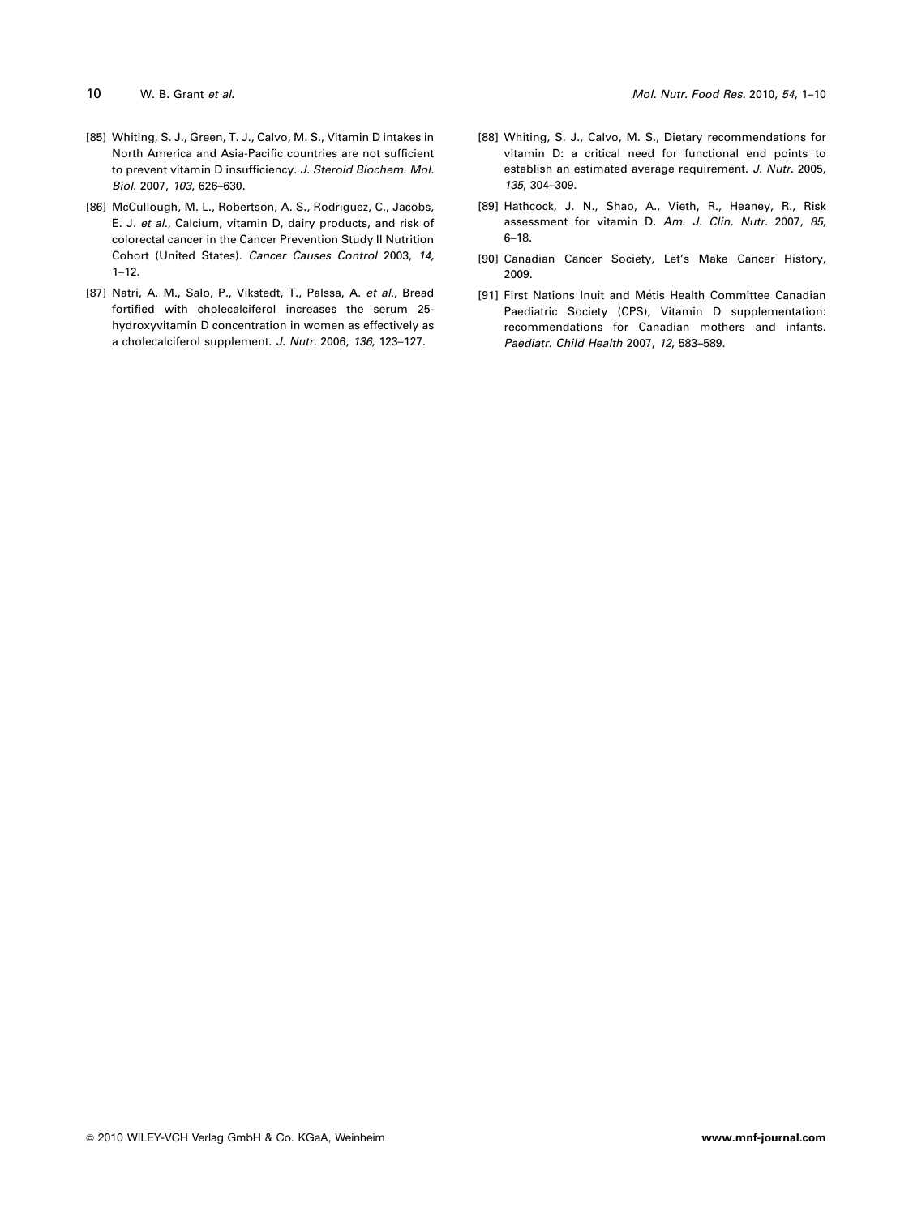[85] Whiting, S. J., Green, T. J., Calvo, M. S., Vitamin D intakes in North America and Asia-Pacific countries are not sufficient to prevent vitamin D insufficiency. *J. Steroid Biochem. Mol. Biol.* 2007, *103*, 626–630.

[86] McCullough, M. L., Robertson, A. S., Rodriguez, C., Jacobs, E. J. *et al.*, Calcium, vitamin D, dairy products, and risk of colorectal cancer in the Cancer Prevention Study II Nutrition Cohort (United States). *Cancer Causes Control* 2003, *14*, 1–12.

[87] Natri, A. M., Salo, P., Vikstedt, T., Palssa, A. *et al.*, Bread fortified with cholecalciferol increases the serum 25-hydroxyvitamin D concentration in women as effectively as a cholecalciferol supplement. *J. Nutr.* 2006, *136*, 123–127.

[88] Whiting, S. J., Calvo, M. S., Dietary recommendations for vitamin D: a critical need for functional end points to establish an estimated average requirement. *J. Nutr.* 2005, *135*, 304–309.

[89] Hathcock, J. N., Shao, A., Vieth, R., Heaney, R., Risk assessment for vitamin D. *Am. J. Clin. Nutr.* 2007, *85*, 6–18.

[90] Canadian Cancer Society, Let's Make Cancer History, 2009.

[91] First Nations Inuit and Métis Health Committee Canadian Paediatric Society (CPS), Vitamin D supplementation: recommendations for Canadian mothers and infants. *Paediatr. Child Health* 2007, *12*, 583–589.